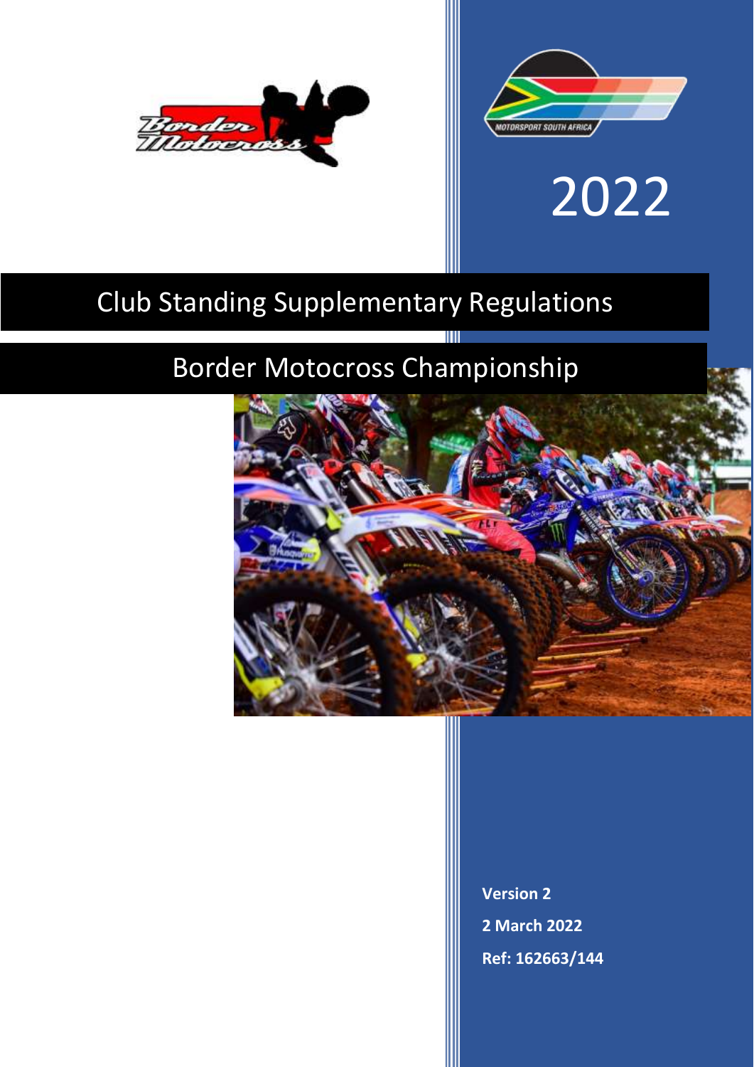2022

# Club Standing Supplementary Regulations

## Border Motocross Championship

**Version 2**

**2 March 2022**

**Ref: 162663/144**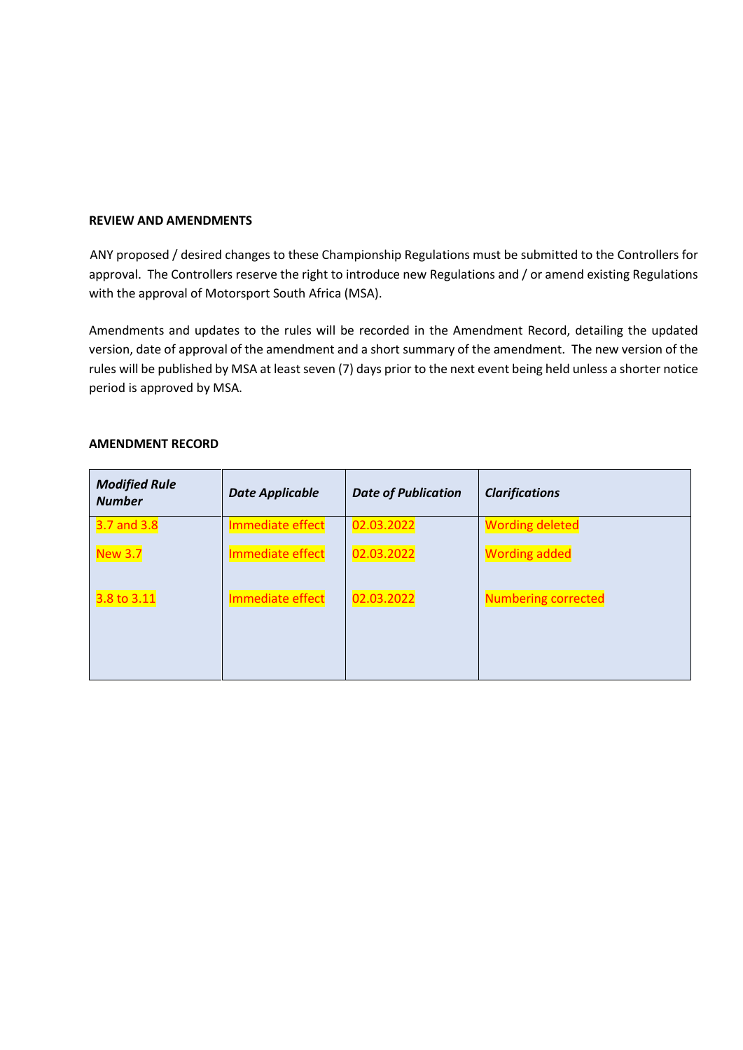**REVIEW AND AMENDMENTS**

ANY proposed / desired changes to these Championship Regulations must be submitted to the Controllers for approval. The Controllers reserve the right to introduce new Regulations and / or amend existing Regulations with the approval of Motorsport South Africa (MSA).

Amendments and updates to the rules will be recorded in the Amendment Record, detailing the updated version, date of approval of the amendment and a short summary of the amendment. The new version of the rules will be published by MSA at least seven (7) days prior to the next event being held unless a shorter notice period is approved by MSA.

**AMENDMENT RECORD**

| ***Modified Rule Number*** | ***Date Applicable*** | ***Date of Publication*** | ***Clarifications*** |
|---|---|---|---|
| 3.7 and 3.8 | Immediate effect | 02.03.2022 | Wording deleted |
| New 3.7 | Immediate effect | 02.03.2022 | Wording added |
| 3.8 to 3.11 | Immediate effect | 02.03.2022 | Numbering corrected |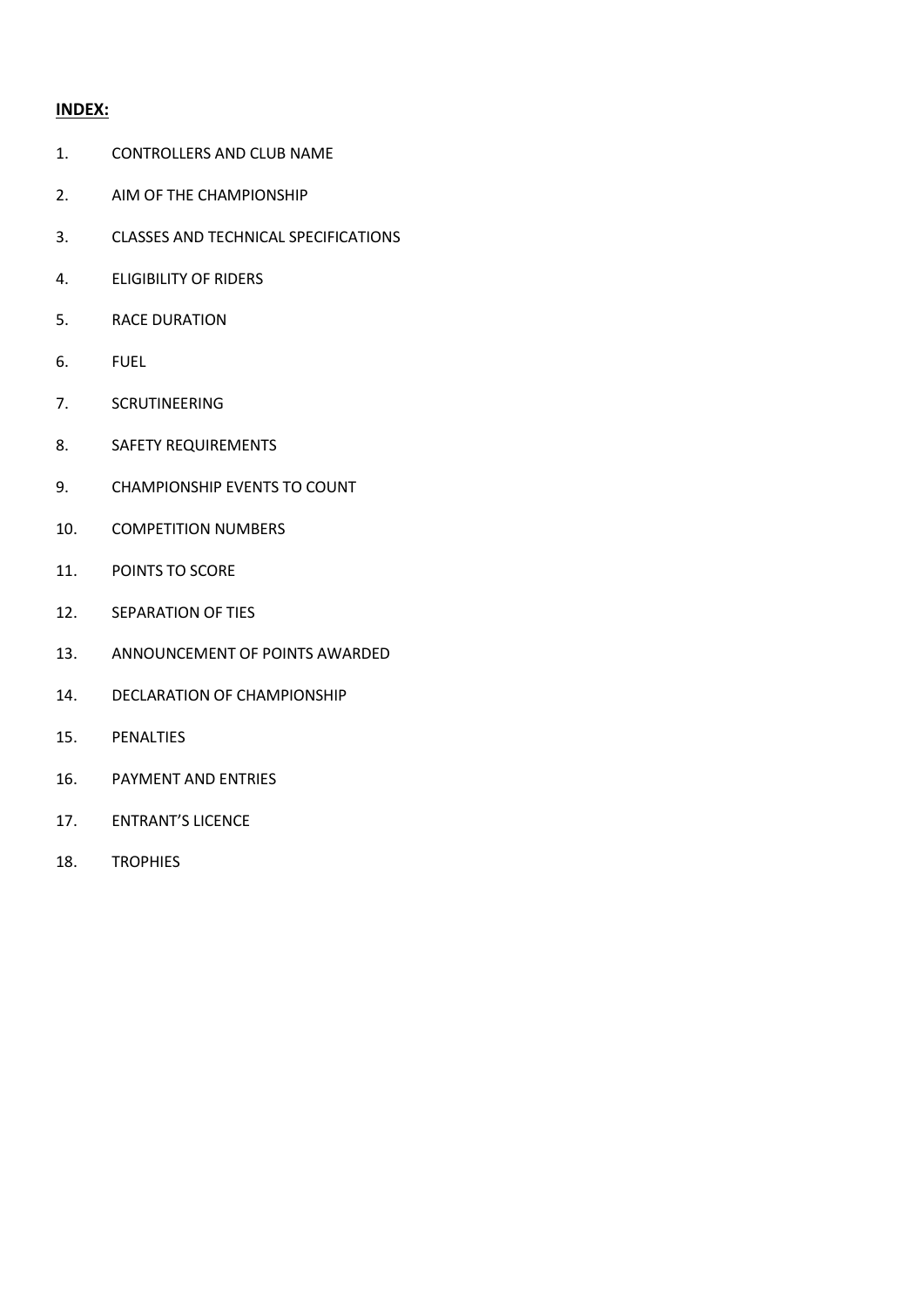**INDEX:**

1. CONTROLLERS AND CLUB NAME
2. AIM OF THE CHAMPIONSHIP
3. CLASSES AND TECHNICAL SPECIFICATIONS
4. ELIGIBILITY OF RIDERS
5. RACE DURATION
6. FUEL
7. SCRUTINEERING
8. SAFETY REQUIREMENTS
9. CHAMPIONSHIP EVENTS TO COUNT
10. COMPETITION NUMBERS
11. POINTS TO SCORE
12. SEPARATION OF TIES
13. ANNOUNCEMENT OF POINTS AWARDED
14. DECLARATION OF CHAMPIONSHIP
15. PENALTIES
16. PAYMENT AND ENTRIES
17. ENTRANT'S LICENCE
18. TROPHIES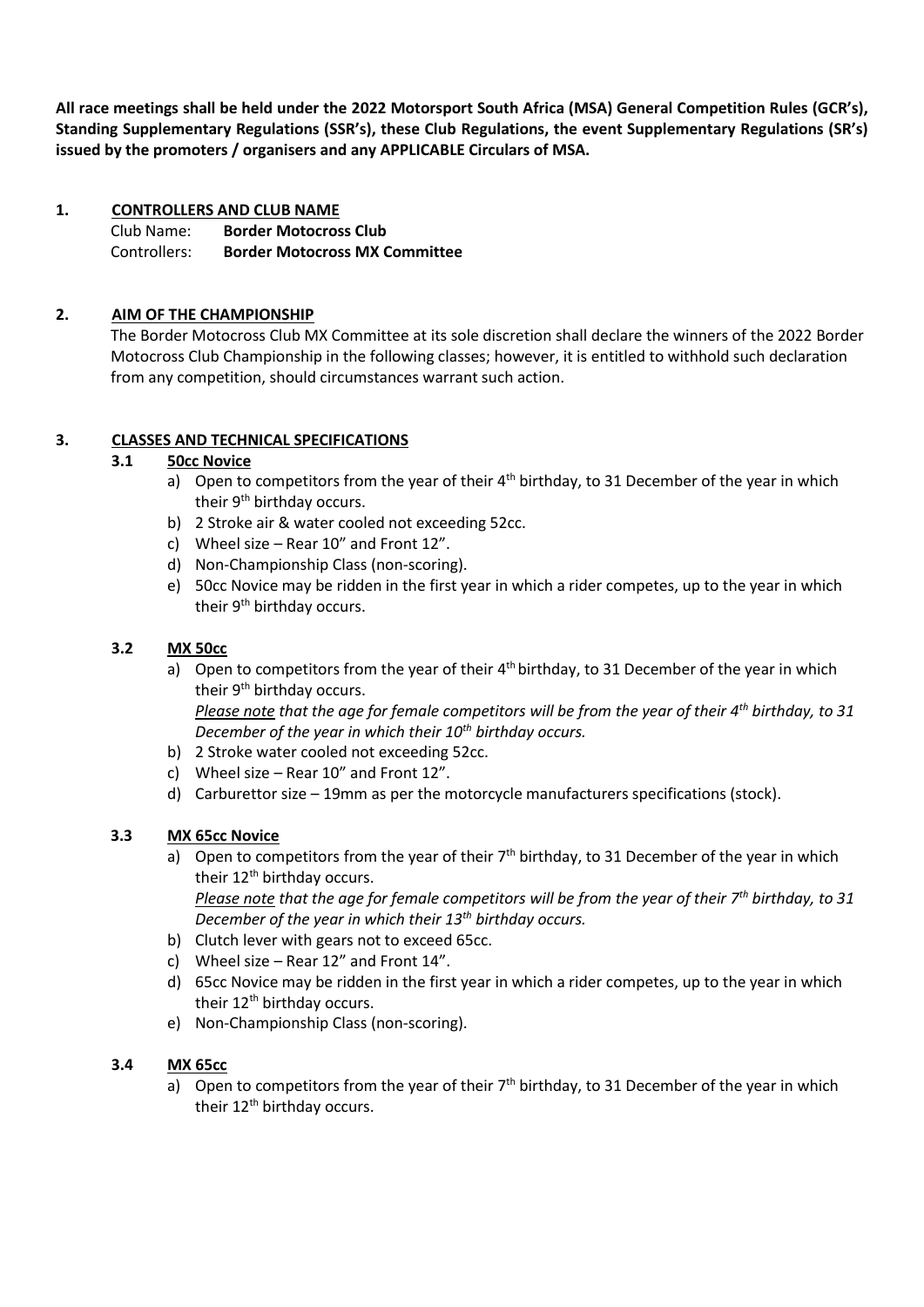**All race meetings shall be held under the 2022 Motorsport South Africa (MSA) General Competition Rules (GCR's), Standing Supplementary Regulations (SSR's), these Club Regulations, the event Supplementary Regulations (SR's) issued by the promoters / organisers and any APPLICABLE Circulars of MSA.**

## 1. CONTROLLERS AND CLUB NAME

Club Name: **Border Motocross Club**
Controllers: **Border Motocross MX Committee**

## 2. AIM OF THE CHAMPIONSHIP

The Border Motocross Club MX Committee at its sole discretion shall declare the winners of the 2022 Border Motocross Club Championship in the following classes; however, it is entitled to withhold such declaration from any competition, should circumstances warrant such action.

## 3. CLASSES AND TECHNICAL SPECIFICATIONS

### 3.1 50cc Novice

a) Open to competitors from the year of their 4th birthday, to 31 December of the year in which their 9th birthday occurs.
b) 2 Stroke air & water cooled not exceeding 52cc.
c) Wheel size – Rear 10" and Front 12".
d) Non-Championship Class (non-scoring).
e) 50cc Novice may be ridden in the first year in which a rider competes, up to the year in which their 9th birthday occurs.

### 3.2 MX 50cc

a) Open to competitors from the year of their 4th birthday, to 31 December of the year in which their 9th birthday occurs.
*Please note that the age for female competitors will be from the year of their 4th birthday, to 31 December of the year in which their 10th birthday occurs.*
b) 2 Stroke water cooled not exceeding 52cc.
c) Wheel size – Rear 10" and Front 12".
d) Carburettor size – 19mm as per the motorcycle manufacturers specifications (stock).

### 3.3 MX 65cc Novice

a) Open to competitors from the year of their 7th birthday, to 31 December of the year in which their 12th birthday occurs.
*Please note that the age for female competitors will be from the year of their 7th birthday, to 31 December of the year in which their 13th birthday occurs.*
b) Clutch lever with gears not to exceed 65cc.
c) Wheel size – Rear 12" and Front 14".
d) 65cc Novice may be ridden in the first year in which a rider competes, up to the year in which their 12th birthday occurs.
e) Non-Championship Class (non-scoring).

### 3.4 MX 65cc

a) Open to competitors from the year of their 7th birthday, to 31 December of the year in which their 12th birthday occurs.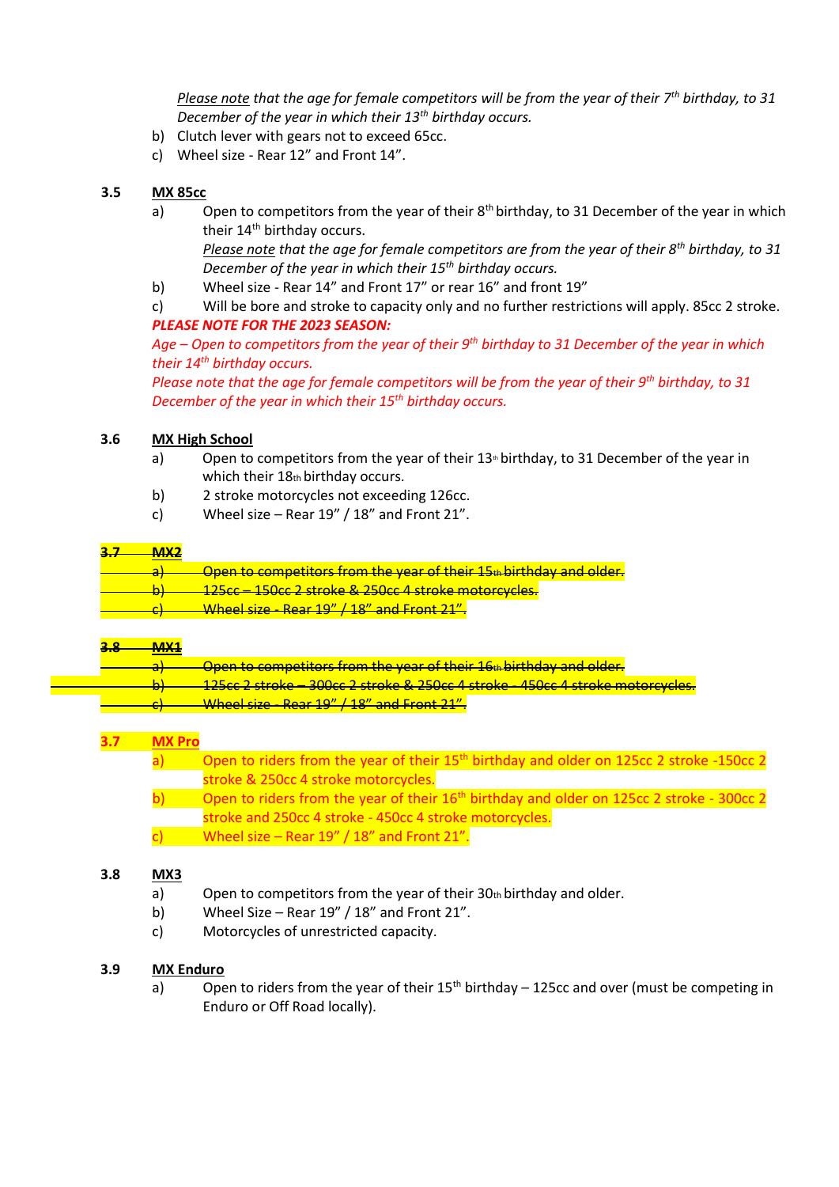*Please note that the age for female competitors will be from the year of their 7th birthday, to 31 December of the year in which their 13th birthday occurs.*

b) Clutch lever with gears not to exceed 65cc.

c) Wheel size - Rear 12" and Front 14".

**3.5 MX 85cc**

a) Open to competitors from the year of their 8th birthday, to 31 December of the year in which their 14th birthday occurs.
*Please note that the age for female competitors are from the year of their 8th birthday, to 31 December of the year in which their 15th birthday occurs.*

b) Wheel size - Rear 14" and Front 17" or rear 16" and front 19"

c) Will be bore and stroke to capacity only and no further restrictions will apply. 85cc 2 stroke.

***PLEASE NOTE FOR THE 2023 SEASON:***

*Age – Open to competitors from the year of their 9th birthday to 31 December of the year in which their 14th birthday occurs.*

*Please note that the age for female competitors will be from the year of their 9th birthday, to 31 December of the year in which their 15th birthday occurs.*

**3.6 MX High School**

a) Open to competitors from the year of their 13th birthday, to 31 December of the year in which their 18th birthday occurs.

b) 2 stroke motorcycles not exceeding 126cc.

c) Wheel size – Rear 19" / 18" and Front 21".

~~**3.7 MX2**~~

~~a) Open to competitors from the year of their 15th birthday and older.~~

~~b) 125cc – 150cc 2 stroke & 250cc 4 stroke motorcycles.~~

~~c) Wheel size - Rear 19" / 18" and Front 21".~~

~~**3.8 MX1**~~

~~a) Open to competitors from the year of their 16th birthday and older.~~

~~b) 125cc 2 stroke – 300cc 2 stroke & 250cc 4 stroke - 450cc 4 stroke motorcycles.~~

~~c) Wheel size - Rear 19" / 18" and Front 21".~~

**3.7 MX Pro**

a) Open to riders from the year of their 15th birthday and older on 125cc 2 stroke -150cc 2 stroke & 250cc 4 stroke motorcycles.

b) Open to riders from the year of their 16th birthday and older on 125cc 2 stroke - 300cc 2 stroke and 250cc 4 stroke - 450cc 4 stroke motorcycles.

c) Wheel size – Rear 19" / 18" and Front 21".

**3.8 MX3**

a) Open to competitors from the year of their 30th birthday and older.

b) Wheel Size – Rear 19" / 18" and Front 21".

c) Motorcycles of unrestricted capacity.

**3.9 MX Enduro**

a) Open to riders from the year of their 15th birthday – 125cc and over (must be competing in Enduro or Off Road locally).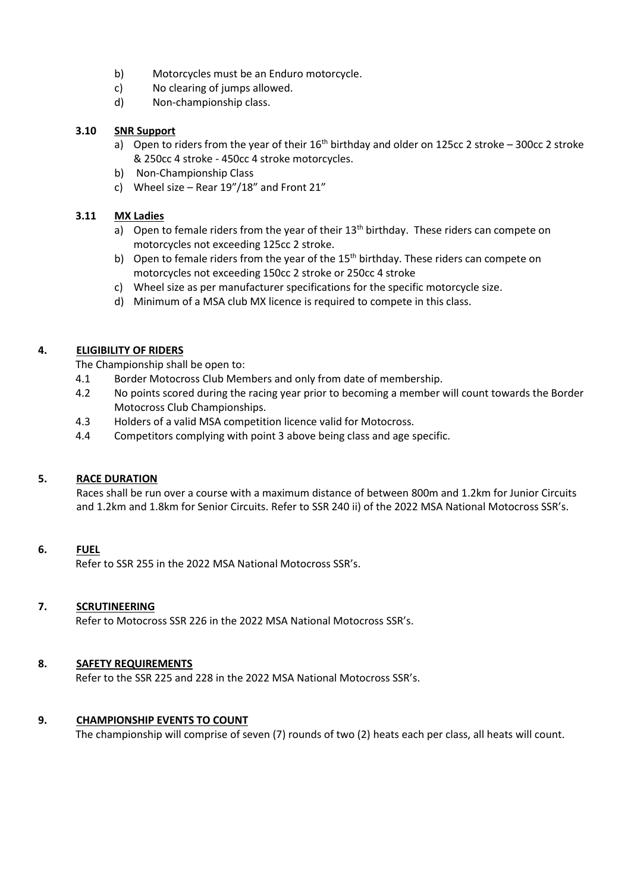b) Motorcycles must be an Enduro motorcycle.
c) No clearing of jumps allowed.
d) Non-championship class.

### 3.10 SNR Support

a) Open to riders from the year of their 16th birthday and older on 125cc 2 stroke – 300cc 2 stroke & 250cc 4 stroke - 450cc 4 stroke motorcycles.
b) Non-Championship Class
c) Wheel size – Rear 19"/18" and Front 21"

### 3.11 MX Ladies

a) Open to female riders from the year of their 13th birthday. These riders can compete on motorcycles not exceeding 125cc 2 stroke.
b) Open to female riders from the year of the 15th birthday. These riders can compete on motorcycles not exceeding 150cc 2 stroke or 250cc 4 stroke
c) Wheel size as per manufacturer specifications for the specific motorcycle size.
d) Minimum of a MSA club MX licence is required to compete in this class.

## 4. ELIGIBILITY OF RIDERS

The Championship shall be open to:

4.1 Border Motocross Club Members and only from date of membership.
4.2 No points scored during the racing year prior to becoming a member will count towards the Border Motocross Club Championships.
4.3 Holders of a valid MSA competition licence valid for Motocross.
4.4 Competitors complying with point 3 above being class and age specific.

## 5. RACE DURATION

Races shall be run over a course with a maximum distance of between 800m and 1.2km for Junior Circuits and 1.2km and 1.8km for Senior Circuits. Refer to SSR 240 ii) of the 2022 MSA National Motocross SSR's.

## 6. FUEL

Refer to SSR 255 in the 2022 MSA National Motocross SSR's.

## 7. SCRUTINEERING

Refer to Motocross SSR 226 in the 2022 MSA National Motocross SSR's.

## 8. SAFETY REQUIREMENTS

Refer to the SSR 225 and 228 in the 2022 MSA National Motocross SSR's.

## 9. CHAMPIONSHIP EVENTS TO COUNT

The championship will comprise of seven (7) rounds of two (2) heats each per class, all heats will count.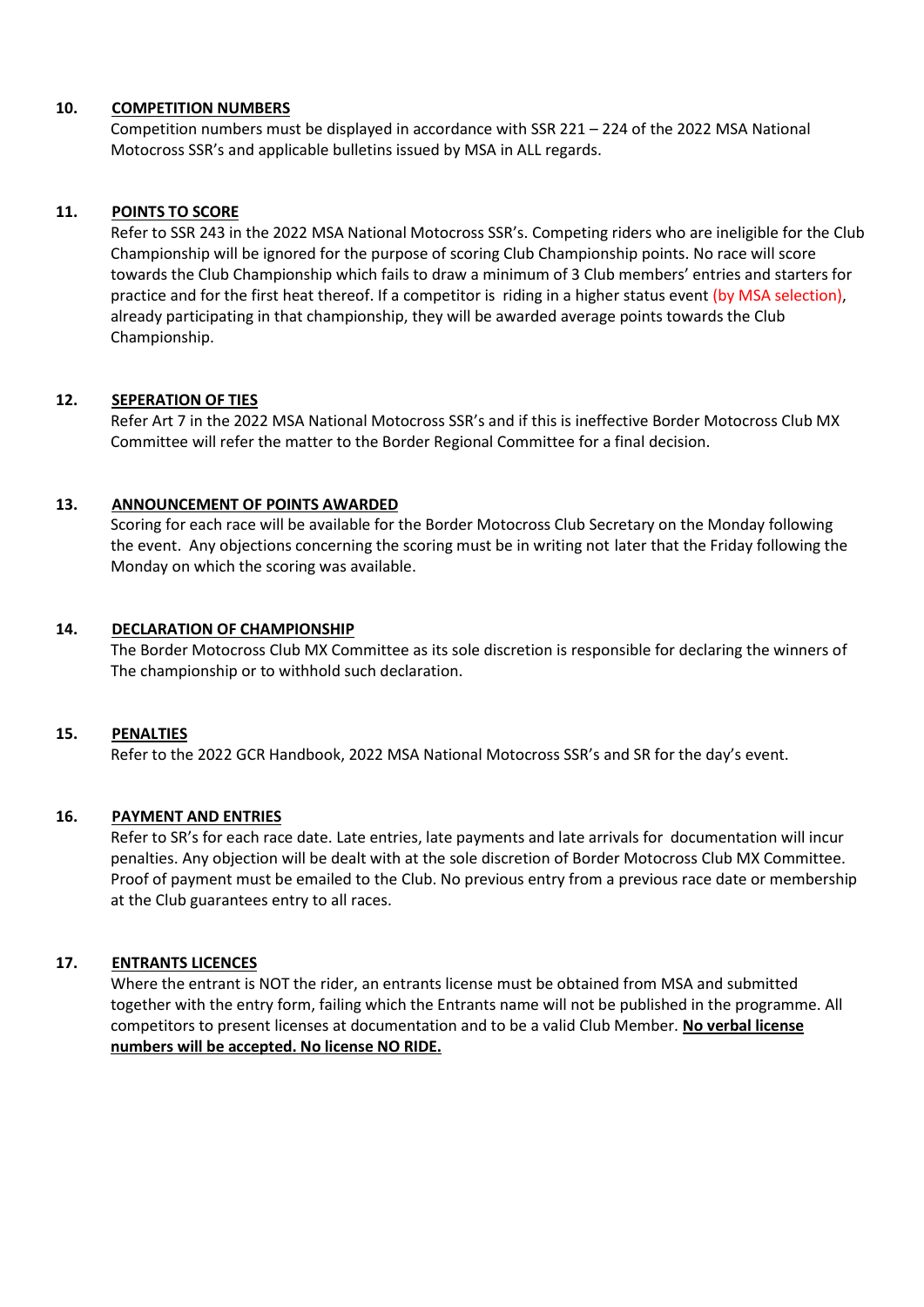**10. COMPETITION NUMBERS**

Competition numbers must be displayed in accordance with SSR 221 – 224 of the 2022 MSA National Motocross SSR's and applicable bulletins issued by MSA in ALL regards.

**11. POINTS TO SCORE**

Refer to SSR 243 in the 2022 MSA National Motocross SSR's. Competing riders who are ineligible for the Club Championship will be ignored for the purpose of scoring Club Championship points. No race will score towards the Club Championship which fails to draw a minimum of 3 Club members' entries and starters for practice and for the first heat thereof. If a competitor is riding in a higher status event (by MSA selection), already participating in that championship, they will be awarded average points towards the Club Championship.

**12. SEPERATION OF TIES**

Refer Art 7 in the 2022 MSA National Motocross SSR's and if this is ineffective Border Motocross Club MX Committee will refer the matter to the Border Regional Committee for a final decision.

**13. ANNOUNCEMENT OF POINTS AWARDED**

Scoring for each race will be available for the Border Motocross Club Secretary on the Monday following the event. Any objections concerning the scoring must be in writing not later that the Friday following the Monday on which the scoring was available.

**14. DECLARATION OF CHAMPIONSHIP**

The Border Motocross Club MX Committee as its sole discretion is responsible for declaring the winners of The championship or to withhold such declaration.

**15. PENALTIES**

Refer to the 2022 GCR Handbook, 2022 MSA National Motocross SSR's and SR for the day's event.

**16. PAYMENT AND ENTRIES**

Refer to SR's for each race date. Late entries, late payments and late arrivals for documentation will incur penalties. Any objection will be dealt with at the sole discretion of Border Motocross Club MX Committee. Proof of payment must be emailed to the Club. No previous entry from a previous race date or membership at the Club guarantees entry to all races.

**17. ENTRANTS LICENCES**

Where the entrant is NOT the rider, an entrants license must be obtained from MSA and submitted together with the entry form, failing which the Entrants name will not be published in the programme. All competitors to present licenses at documentation and to be a valid Club Member. **No verbal license numbers will be accepted. No license NO RIDE.**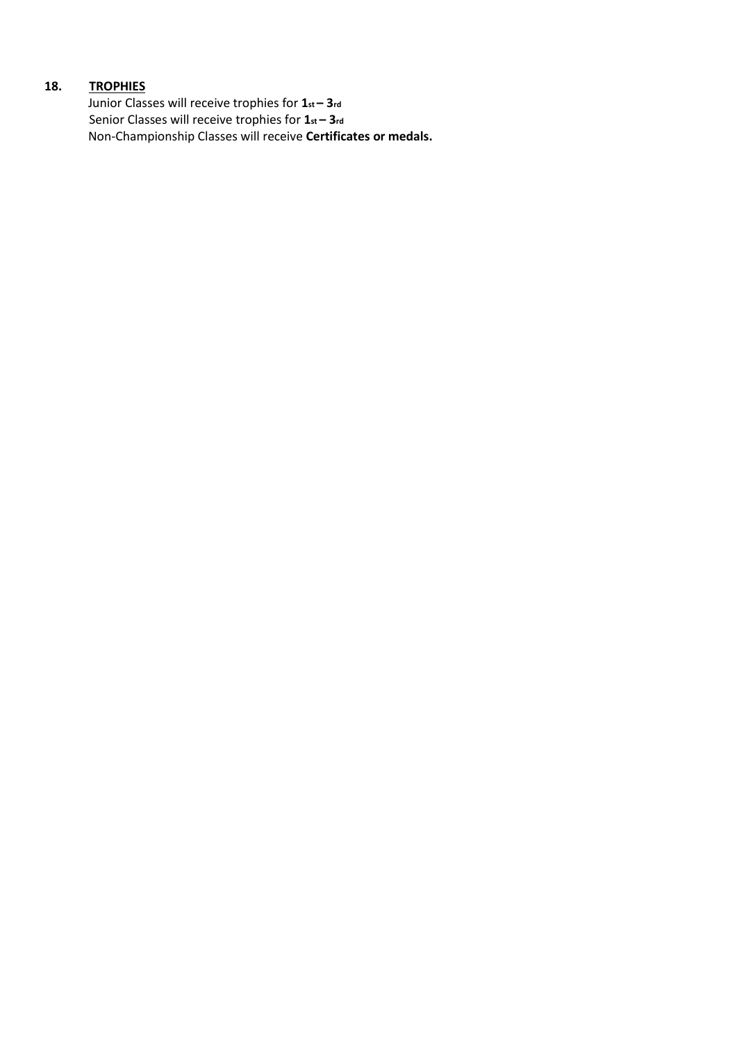## 18. **TROPHIES**

Junior Classes will receive trophies for **1st – 3rd**
Senior Classes will receive trophies for **1st – 3rd**
Non-Championship Classes will receive **Certificates or medals.**